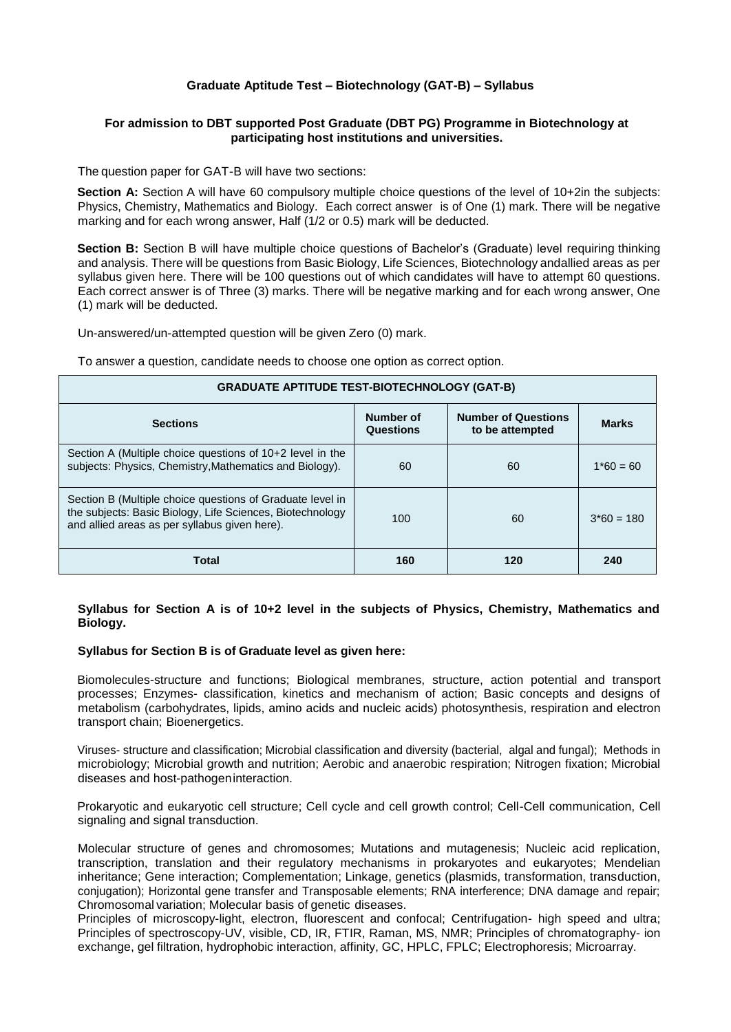**Graduate Aptitude Test – Biotechnology (GAT-B) – Syllabus**

**For admission to DBT supported Post Graduate (DBT PG) Programme in Biotechnology at participating host institutions and universities.**

The question paper for GAT-B will have two sections:

**Section A:** Section A will have 60 compulsory multiple choice questions of the level of 10+2in the subjects: Physics, Chemistry, Mathematics and Biology. Each correct answer is of One (1) mark. There will be negative marking and for each wrong answer, Half (1/2 or 0.5) mark will be deducted.

**Section B:** Section B will have multiple choice questions of Bachelor's (Graduate) level requiring thinking and analysis. There will be questions from Basic Biology, Life Sciences, Biotechnology andallied areas as per syllabus given here. There will be 100 questions out of which candidates will have to attempt 60 questions. Each correct answer is of Three (3) marks. There will be negative marking and for each wrong answer, One (1) mark will be deducted.

Un-answered/un-attempted question will be given Zero (0) mark.

To answer a question, candidate needs to choose one option as correct option.

| GRADUATE APTITUDE TEST-BIOTECHNOLOGY (GAT-B) | | | |
|---|---|---|---|
| **Sections** | **Number of Questions** | **Number of Questions to be attempted** | **Marks** |
| Section A (Multiple choice questions of 10+2 level in the subjects: Physics, Chemistry,Mathematics and Biology). | 60 | 60 | 1*60 = 60 |
| Section B (Multiple choice questions of Graduate level in the subjects: Basic Biology, Life Sciences, Biotechnology and allied areas as per syllabus given here). | 100 | 60 | 3*60 = 180 |
| **Total** | **160** | **120** | **240** |

**Syllabus for Section A is of 10+2 level in the subjects of Physics, Chemistry, Mathematics and Biology.**

**Syllabus for Section B is of Graduate level as given here:**

Biomolecules-structure and functions; Biological membranes, structure, action potential and transport processes; Enzymes- classification, kinetics and mechanism of action; Basic concepts and designs of metabolism (carbohydrates, lipids, amino acids and nucleic acids) photosynthesis, respiration and electron transport chain; Bioenergetics.

Viruses- structure and classification; Microbial classification and diversity (bacterial, algal and fungal); Methods in microbiology; Microbial growth and nutrition; Aerobic and anaerobic respiration; Nitrogen fixation; Microbial diseases and host-pathogeninteraction.

Prokaryotic and eukaryotic cell structure; Cell cycle and cell growth control; Cell-Cell communication, Cell signaling and signal transduction.

Molecular structure of genes and chromosomes; Mutations and mutagenesis; Nucleic acid replication, transcription, translation and their regulatory mechanisms in prokaryotes and eukaryotes; Mendelian inheritance; Gene interaction; Complementation; Linkage, genetics (plasmids, transformation, transduction, conjugation); Horizontal gene transfer and Transposable elements; RNA interference; DNA damage and repair; Chromosomal variation; Molecular basis of genetic diseases.

Principles of microscopy-light, electron, fluorescent and confocal; Centrifugation- high speed and ultra; Principles of spectroscopy-UV, visible, CD, IR, FTIR, Raman, MS, NMR; Principles of chromatography- ion exchange, gel filtration, hydrophobic interaction, affinity, GC, HPLC, FPLC; Electrophoresis; Microarray.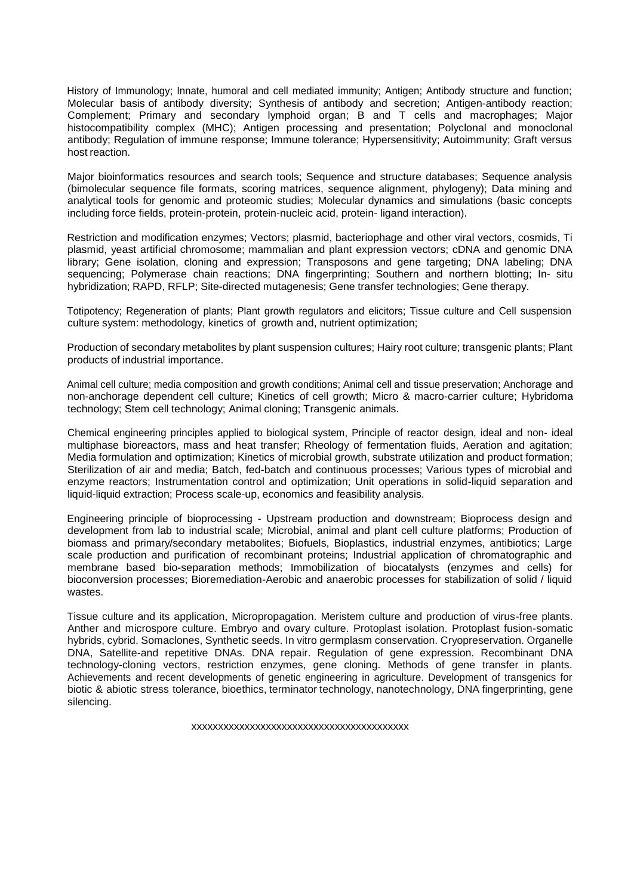History of Immunology; Innate, humoral and cell mediated immunity; Antigen; Antibody structure and function; Molecular basis of antibody diversity; Synthesis of antibody and secretion; Antigen-antibody reaction; Complement; Primary and secondary lymphoid organ; B and T cells and macrophages; Major histocompatibility complex (MHC); Antigen processing and presentation; Polyclonal and monoclonal antibody; Regulation of immune response; Immune tolerance; Hypersensitivity; Autoimmunity; Graft versus host reaction.

Major bioinformatics resources and search tools; Sequence and structure databases; Sequence analysis (bimolecular sequence file formats, scoring matrices, sequence alignment, phylogeny); Data mining and analytical tools for genomic and proteomic studies; Molecular dynamics and simulations (basic concepts including force fields, protein-protein, protein-nucleic acid, protein- ligand interaction).

Restriction and modification enzymes; Vectors; plasmid, bacteriophage and other viral vectors, cosmids, Ti plasmid, yeast artificial chromosome; mammalian and plant expression vectors; cDNA and genomic DNA library; Gene isolation, cloning and expression; Transposons and gene targeting; DNA labeling; DNA sequencing; Polymerase chain reactions; DNA fingerprinting; Southern and northern blotting; In- situ hybridization; RAPD, RFLP; Site-directed mutagenesis; Gene transfer technologies; Gene therapy.

Totipotency; Regeneration of plants; Plant growth regulators and elicitors; Tissue culture and Cell suspension culture system: methodology, kinetics of growth and, nutrient optimization;

Production of secondary metabolites by plant suspension cultures; Hairy root culture; transgenic plants; Plant products of industrial importance.

Animal cell culture; media composition and growth conditions; Animal cell and tissue preservation; Anchorage and non-anchorage dependent cell culture; Kinetics of cell growth; Micro & macro-carrier culture; Hybridoma technology; Stem cell technology; Animal cloning; Transgenic animals.

Chemical engineering principles applied to biological system, Principle of reactor design, ideal and non- ideal multiphase bioreactors, mass and heat transfer; Rheology of fermentation fluids, Aeration and agitation; Media formulation and optimization; Kinetics of microbial growth, substrate utilization and product formation; Sterilization of air and media; Batch, fed-batch and continuous processes; Various types of microbial and enzyme reactors; Instrumentation control and optimization; Unit operations in solid-liquid separation and liquid-liquid extraction; Process scale-up, economics and feasibility analysis.

Engineering principle of bioprocessing - Upstream production and downstream; Bioprocess design and development from lab to industrial scale; Microbial, animal and plant cell culture platforms; Production of biomass and primary/secondary metabolites; Biofuels, Bioplastics, industrial enzymes, antibiotics; Large scale production and purification of recombinant proteins; Industrial application of chromatographic and membrane based bio-separation methods; Immobilization of biocatalysts (enzymes and cells) for bioconversion processes; Bioremediation-Aerobic and anaerobic processes for stabilization of solid / liquid wastes.

Tissue culture and its application, Micropropagation. Meristem culture and production of virus-free plants. Anther and microspore culture. Embryo and ovary culture. Protoplast isolation. Protoplast fusion-somatic hybrids, cybrid. Somaclones, Synthetic seeds. In vitro germplasm conservation. Cryopreservation. Organelle DNA, Satellite-and repetitive DNAs. DNA repair. Regulation of gene expression. Recombinant DNA technology-cloning vectors, restriction enzymes, gene cloning. Methods of gene transfer in plants. Achievements and recent developments of genetic engineering in agriculture. Development of transgenics for biotic & abiotic stress tolerance, bioethics, terminator technology, nanotechnology, DNA fingerprinting, gene silencing.

xxxxxxxxxxxxxxxxxxxxxxxxxxxxxxxxxxxxxxxxx